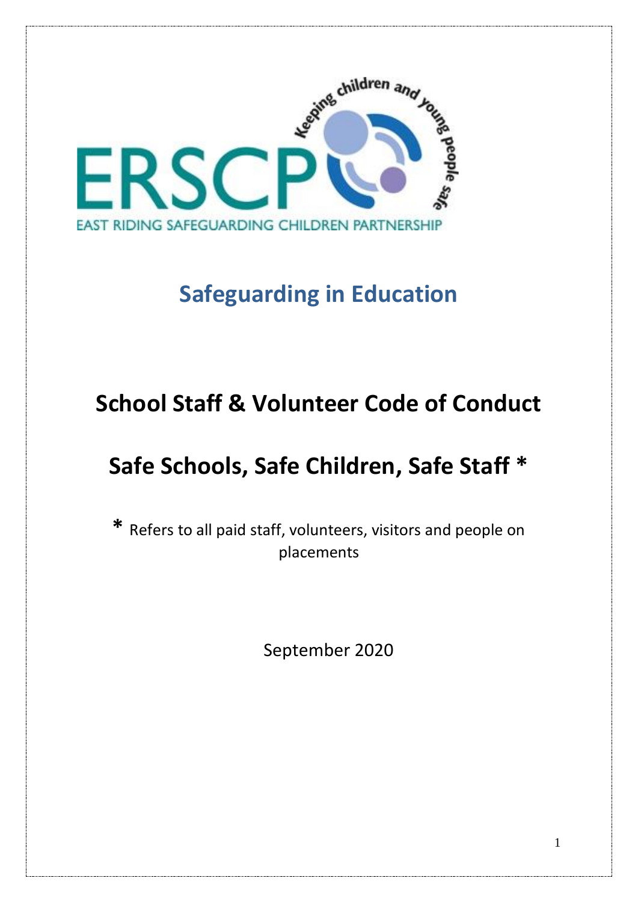ERSCP

EAST RIDING SAFEGUARDING CHILDREN PARTNERSHIP

Keeping children and young people safe

# Safeguarding in Education

# School Staff & Volunteer Code of Conduct

# Safe Schools, Safe Children, Safe Staff *

**\*** Refers to all paid staff, volunteers, visitors and people on placements

September 2020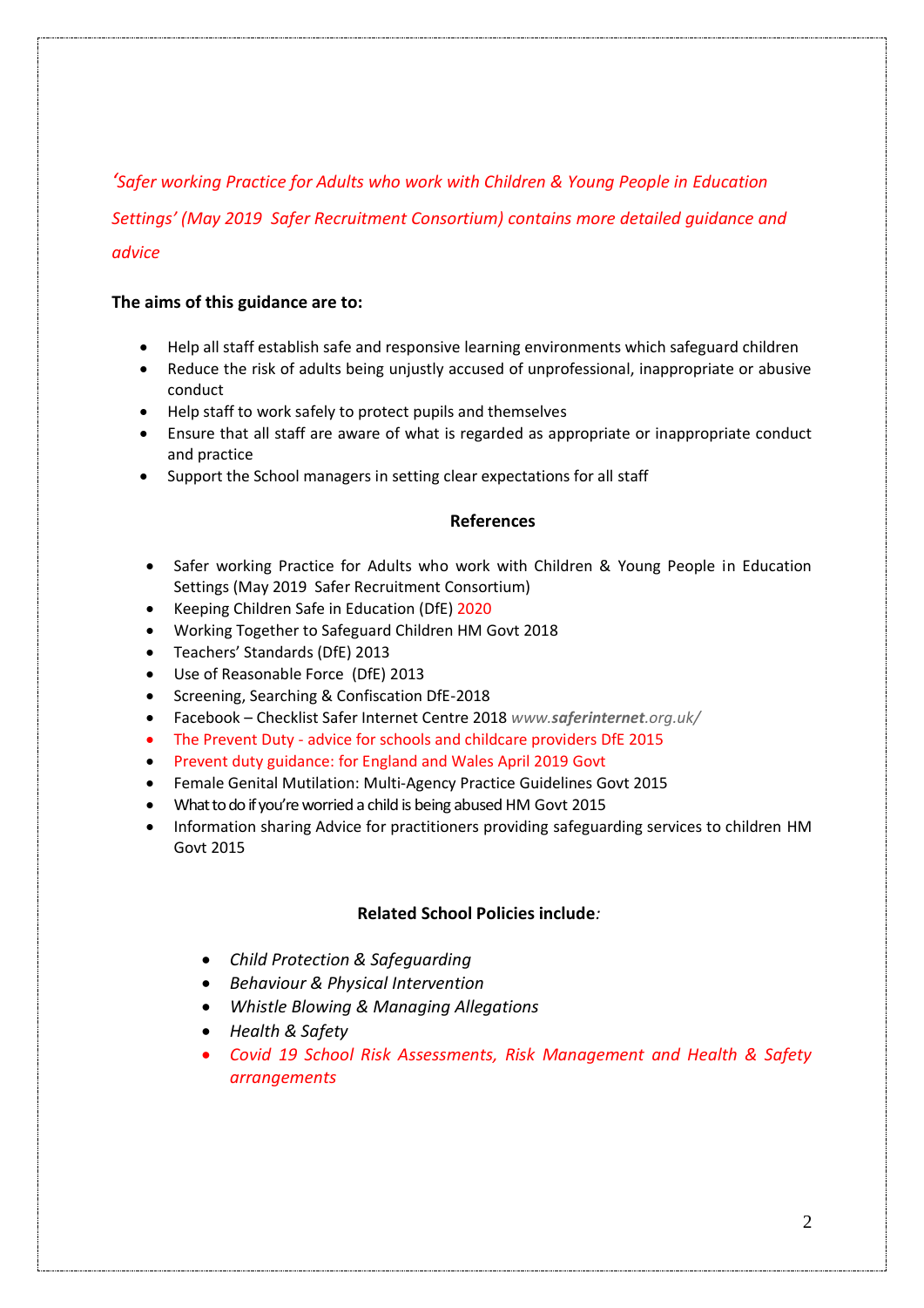*'Safer working Practice for Adults who work with Children & Young People in Education Settings' (May 2019 Safer Recruitment Consortium) contains more detailed guidance and advice*

**The aims of this guidance are to:**

- Help all staff establish safe and responsive learning environments which safeguard children
- Reduce the risk of adults being unjustly accused of unprofessional, inappropriate or abusive conduct
- Help staff to work safely to protect pupils and themselves
- Ensure that all staff are aware of what is regarded as appropriate or inappropriate conduct and practice
- Support the School managers in setting clear expectations for all staff

## References

- Safer working Practice for Adults who work with Children & Young People in Education Settings (May 2019 Safer Recruitment Consortium)
- Keeping Children Safe in Education (DfE) 2020
- Working Together to Safeguard Children HM Govt 2018
- Teachers' Standards (DfE) 2013
- Use of Reasonable Force (DfE) 2013
- Screening, Searching & Confiscation DfE-2018
- Facebook – Checklist Safer Internet Centre 2018 *www.**saferinternet**.org.uk/*
- The Prevent Duty - advice for schools and childcare providers DfE 2015
- Prevent duty guidance: for England and Wales April 2019 Govt
- Female Genital Mutilation: Multi-Agency Practice Guidelines Govt 2015
- What to do if you're worried a child is being abused HM Govt 2015
- Information sharing Advice for practitioners providing safeguarding services to children HM Govt 2015

## Related School Policies include*:*

- *Child Protection & Safeguarding*
- *Behaviour & Physical Intervention*
- *Whistle Blowing & Managing Allegations*
- *Health & Safety*
- *Covid 19 School Risk Assessments, Risk Management and Health & Safety arrangements*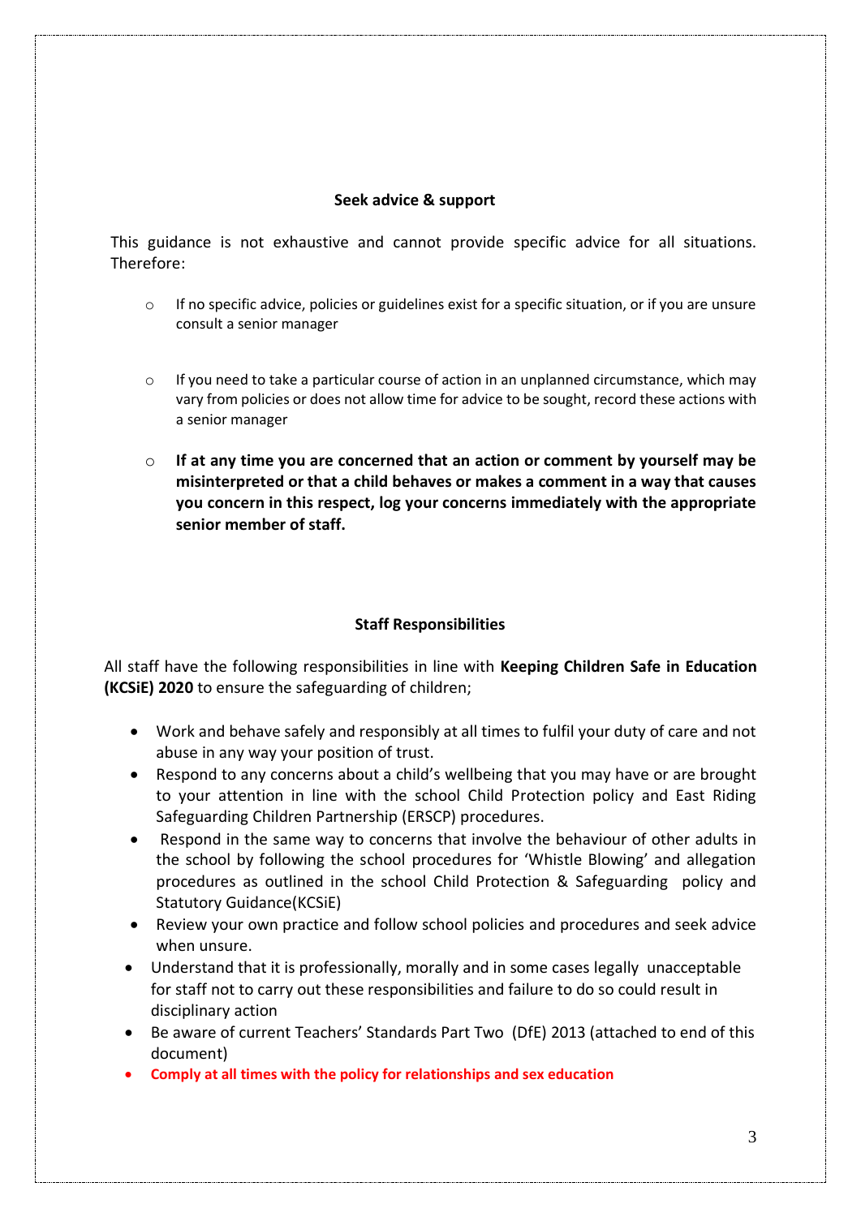## Seek advice & support

This guidance is not exhaustive and cannot provide specific advice for all situations. Therefore:

- If no specific advice, policies or guidelines exist for a specific situation, or if you are unsure consult a senior manager

- If you need to take a particular course of action in an unplanned circumstance, which may vary from policies or does not allow time for advice to be sought, record these actions with a senior manager

- **If at any time you are concerned that an action or comment by yourself may be misinterpreted or that a child behaves or makes a comment in a way that causes you concern in this respect, log your concerns immediately with the appropriate senior member of staff.**

## Staff Responsibilities

All staff have the following responsibilities in line with **Keeping Children Safe in Education (KCSiE) 2020** to ensure the safeguarding of children;

- Work and behave safely and responsibly at all times to fulfil your duty of care and not abuse in any way your position of trust.
- Respond to any concerns about a child's wellbeing that you may have or are brought to your attention in line with the school Child Protection policy and East Riding Safeguarding Children Partnership (ERSCP) procedures.
- Respond in the same way to concerns that involve the behaviour of other adults in the school by following the school procedures for 'Whistle Blowing' and allegation procedures as outlined in the school Child Protection & Safeguarding policy and Statutory Guidance(KCSiE)
- Review your own practice and follow school policies and procedures and seek advice when unsure.
- Understand that it is professionally, morally and in some cases legally unacceptable for staff not to carry out these responsibilities and failure to do so could result in disciplinary action
- Be aware of current Teachers' Standards Part Two (DfE) 2013 (attached to end of this document)
- **Comply at all times with the policy for relationships and sex education**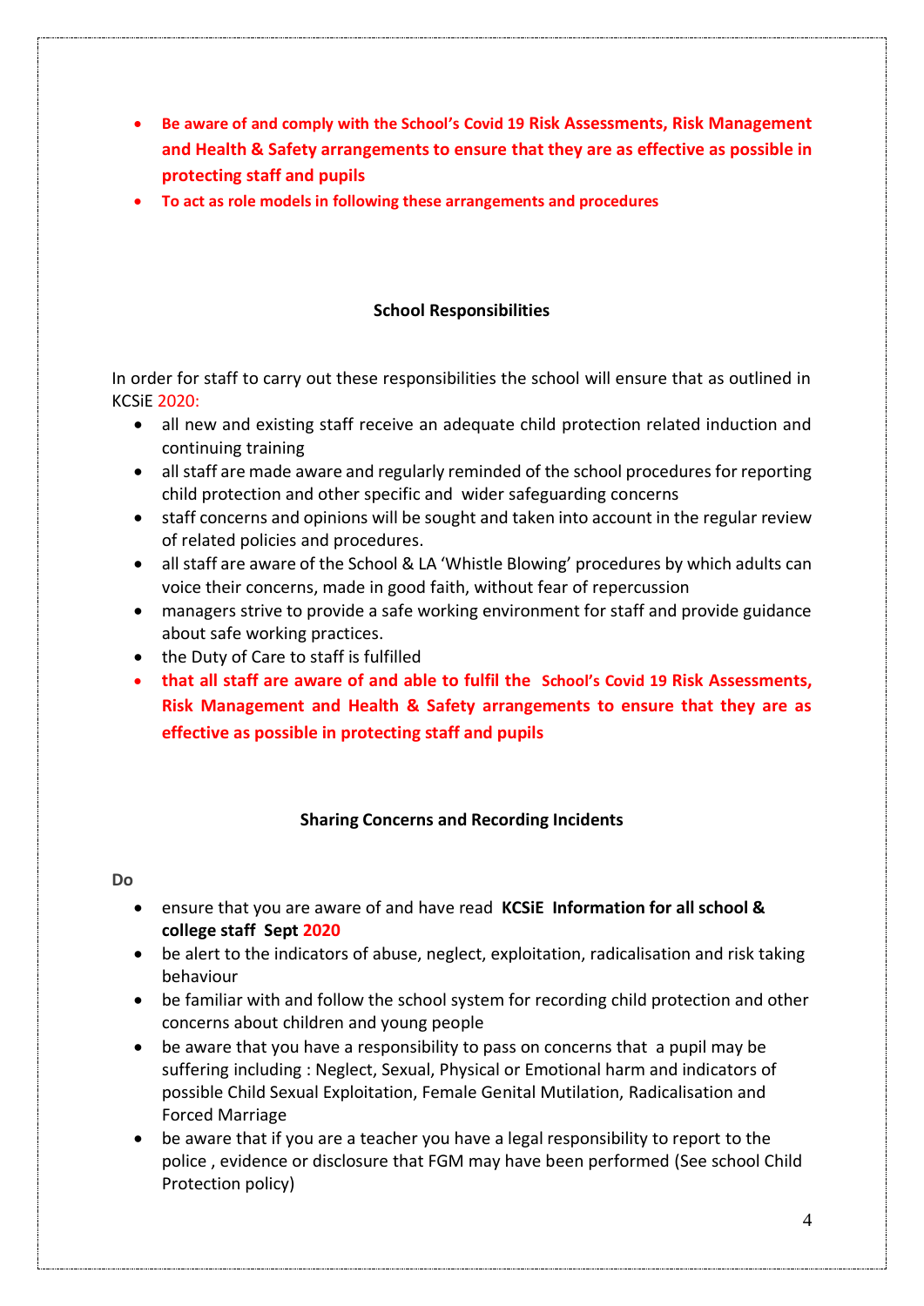- **Be aware of and comply with the School's Covid 19 Risk Assessments, Risk Management and Health & Safety arrangements to ensure that they are as effective as possible in protecting staff and pupils**
- **To act as role models in following these arrangements and procedures**

**School Responsibilities**

In order for staff to carry out these responsibilities the school will ensure that as outlined in KCSiE 2020:

- all new and existing staff receive an adequate child protection related induction and continuing training
- all staff are made aware and regularly reminded of the school procedures for reporting child protection and other specific and wider safeguarding concerns
- staff concerns and opinions will be sought and taken into account in the regular review of related policies and procedures.
- all staff are aware of the School & LA 'Whistle Blowing' procedures by which adults can voice their concerns, made in good faith, without fear of repercussion
- managers strive to provide a safe working environment for staff and provide guidance about safe working practices.
- the Duty of Care to staff is fulfilled
- **that all staff are aware of and able to fulfil the School's Covid 19 Risk Assessments, Risk Management and Health & Safety arrangements to ensure that they are as effective as possible in protecting staff and pupils**

**Sharing Concerns and Recording Incidents**

**Do**

- ensure that you are aware of and have read **KCSiE Information for all school & college staff Sept 2020**
- be alert to the indicators of abuse, neglect, exploitation, radicalisation and risk taking behaviour
- be familiar with and follow the school system for recording child protection and other concerns about children and young people
- be aware that you have a responsibility to pass on concerns that a pupil may be suffering including : Neglect, Sexual, Physical or Emotional harm and indicators of possible Child Sexual Exploitation, Female Genital Mutilation, Radicalisation and Forced Marriage
- be aware that if you are a teacher you have a legal responsibility to report to the police , evidence or disclosure that FGM may have been performed (See school Child Protection policy)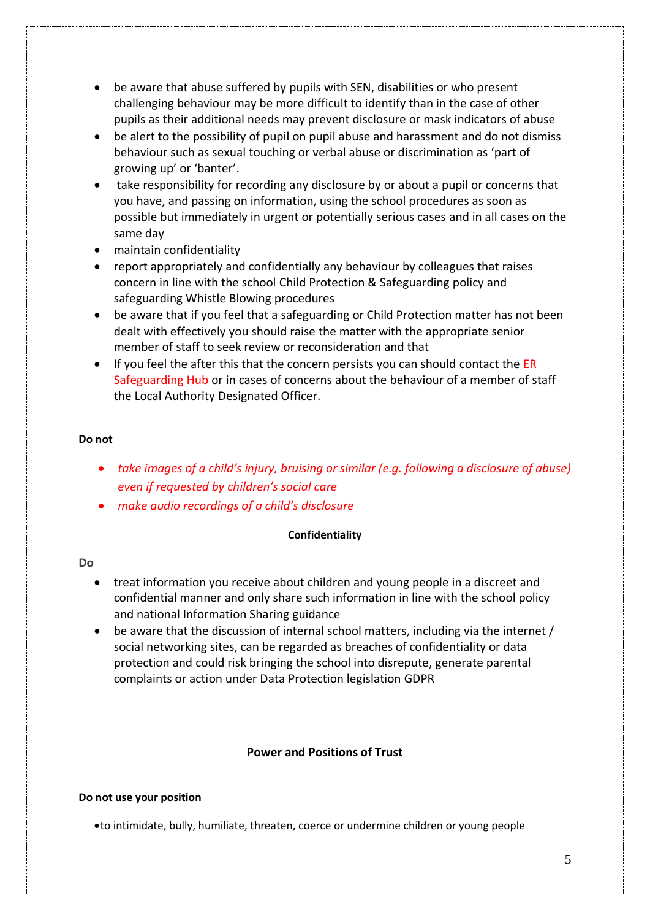- be aware that abuse suffered by pupils with SEN, disabilities or who present challenging behaviour may be more difficult to identify than in the case of other pupils as their additional needs may prevent disclosure or mask indicators of abuse
- be alert to the possibility of pupil on pupil abuse and harassment and do not dismiss behaviour such as sexual touching or verbal abuse or discrimination as 'part of growing up' or 'banter'.
- take responsibility for recording any disclosure by or about a pupil or concerns that you have, and passing on information, using the school procedures as soon as possible but immediately in urgent or potentially serious cases and in all cases on the same day
- maintain confidentiality
- report appropriately and confidentially any behaviour by colleagues that raises concern in line with the school Child Protection & Safeguarding policy and safeguarding Whistle Blowing procedures
- be aware that if you feel that a safeguarding or Child Protection matter has not been dealt with effectively you should raise the matter with the appropriate senior member of staff to seek review or reconsideration and that
- If you feel the after this that the concern persists you can should contact the ER Safeguarding Hub or in cases of concerns about the behaviour of a member of staff the Local Authority Designated Officer.

**Do not**

- *take images of a child's injury, bruising or similar (e.g. following a disclosure of abuse) even if requested by children's social care*
- *make audio recordings of a child's disclosure*

**Confidentiality**

**Do**

- treat information you receive about children and young people in a discreet and confidential manner and only share such information in line with the school policy and national Information Sharing guidance
- be aware that the discussion of internal school matters, including via the internet / social networking sites, can be regarded as breaches of confidentiality or data protection and could risk bringing the school into disrepute, generate parental complaints or action under Data Protection legislation GDPR

**Power and Positions of Trust**

**Do not use your position**

- to intimidate, bully, humiliate, threaten, coerce or undermine children or young people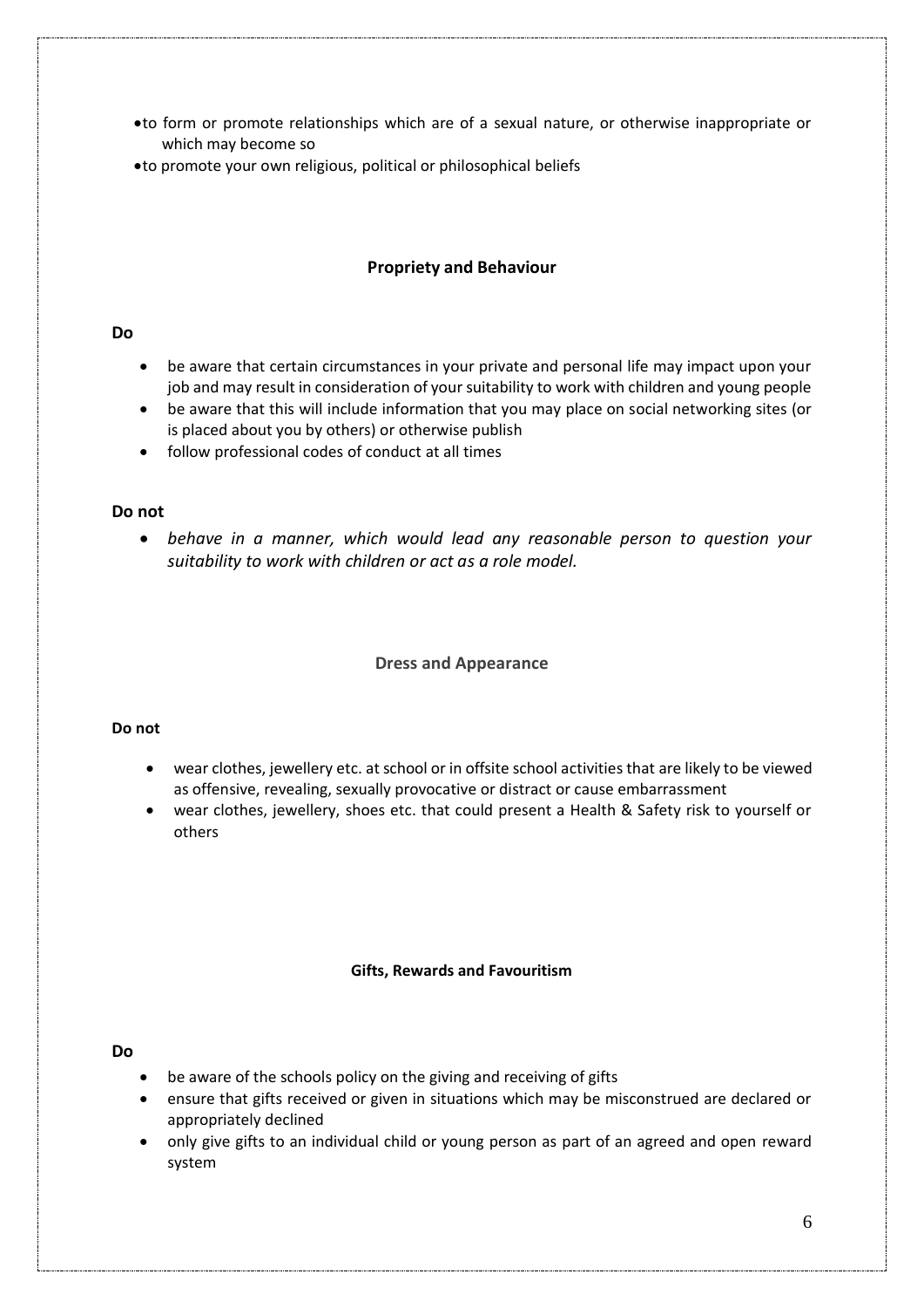- to form or promote relationships which are of a sexual nature, or otherwise inappropriate or which may become so
- to promote your own religious, political or philosophical beliefs

### Propriety and Behaviour

**Do**

- be aware that certain circumstances in your private and personal life may impact upon your job and may result in consideration of your suitability to work with children and young people
- be aware that this will include information that you may place on social networking sites (or is placed about you by others) or otherwise publish
- follow professional codes of conduct at all times

**Do not**

- *behave in a manner, which would lead any reasonable person to question your suitability to work with children or act as a role model.*

### Dress and Appearance

**Do not**

- wear clothes, jewellery etc. at school or in offsite school activities that are likely to be viewed as offensive, revealing, sexually provocative or distract or cause embarrassment
- wear clothes, jewellery, shoes etc. that could present a Health & Safety risk to yourself or others

### Gifts, Rewards and Favouritism

**Do**

- be aware of the schools policy on the giving and receiving of gifts
- ensure that gifts received or given in situations which may be misconstrued are declared or appropriately declined
- only give gifts to an individual child or young person as part of an agreed and open reward system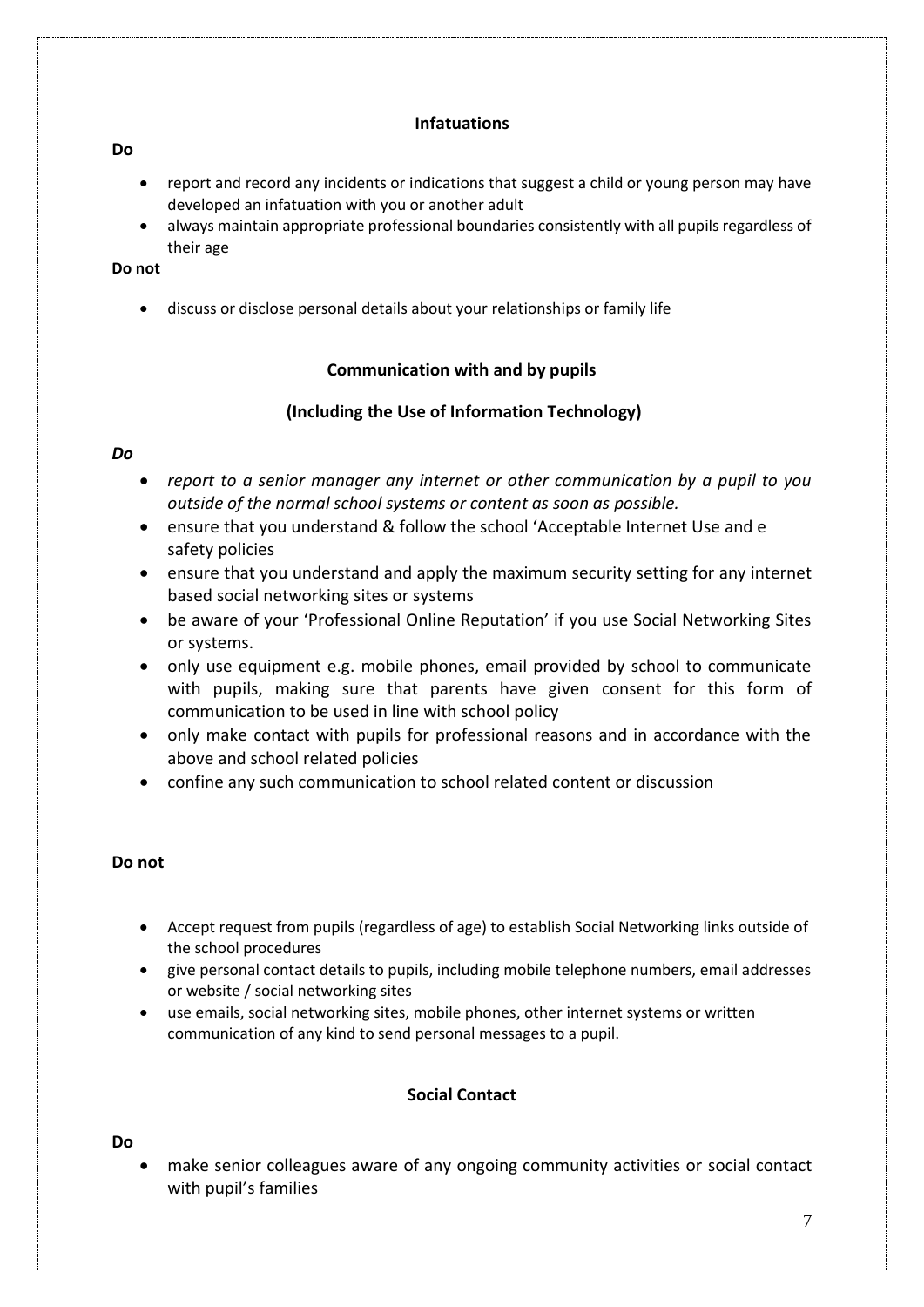### Infatuations

**Do**

- report and record any incidents or indications that suggest a child or young person may have developed an infatuation with you or another adult
- always maintain appropriate professional boundaries consistently with all pupils regardless of their age

**Do not**

- discuss or disclose personal details about your relationships or family life

### Communication with and by pupils

### (Including the Use of Information Technology)

***Do***

- *report to a senior manager any internet or other communication by a pupil to you outside of the normal school systems or content as soon as possible.*
- ensure that you understand & follow the school 'Acceptable Internet Use and e safety policies
- ensure that you understand and apply the maximum security setting for any internet based social networking sites or systems
- be aware of your 'Professional Online Reputation' if you use Social Networking Sites or systems.
- only use equipment e.g. mobile phones, email provided by school to communicate with pupils, making sure that parents have given consent for this form of communication to be used in line with school policy
- only make contact with pupils for professional reasons and in accordance with the above and school related policies
- confine any such communication to school related content or discussion

**Do not**

- Accept request from pupils (regardless of age) to establish Social Networking links outside of the school procedures
- give personal contact details to pupils, including mobile telephone numbers, email addresses or website / social networking sites
- use emails, social networking sites, mobile phones, other internet systems or written communication of any kind to send personal messages to a pupil.

### Social Contact

**Do**

- make senior colleagues aware of any ongoing community activities or social contact with pupil's families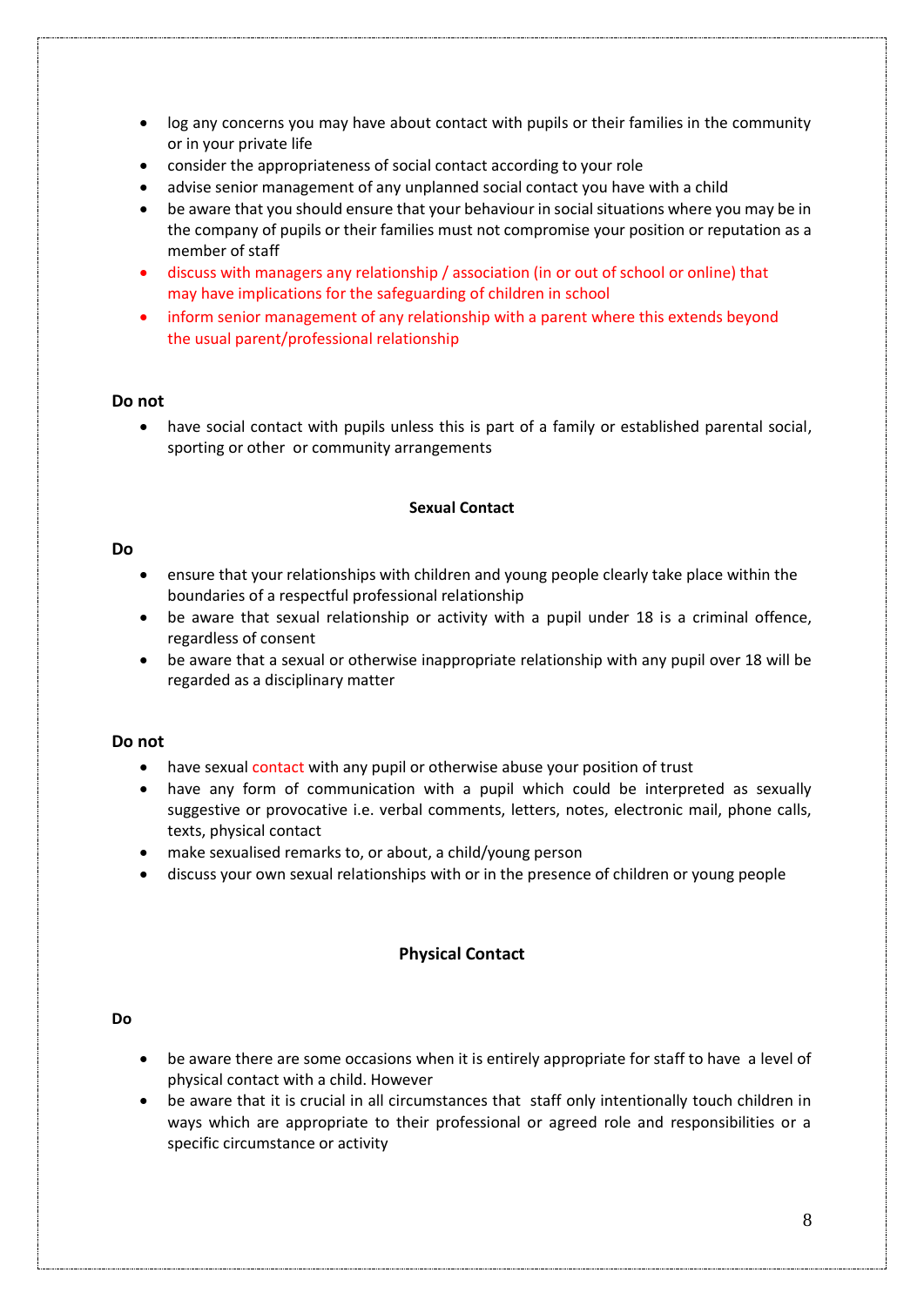- log any concerns you may have about contact with pupils or their families in the community or in your private life
- consider the appropriateness of social contact according to your role
- advise senior management of any unplanned social contact you have with a child
- be aware that you should ensure that your behaviour in social situations where you may be in the company of pupils or their families must not compromise your position or reputation as a member of staff
- discuss with managers any relationship / association (in or out of school or online) that may have implications for the safeguarding of children in school
- inform senior management of any relationship with a parent where this extends beyond the usual parent/professional relationship

**Do not**

- have social contact with pupils unless this is part of a family or established parental social, sporting or other or community arrangements

### Sexual Contact

**Do**

- ensure that your relationships with children and young people clearly take place within the boundaries of a respectful professional relationship
- be aware that sexual relationship or activity with a pupil under 18 is a criminal offence, regardless of consent
- be aware that a sexual or otherwise inappropriate relationship with any pupil over 18 will be regarded as a disciplinary matter

**Do not**

- have sexual contact with any pupil or otherwise abuse your position of trust
- have any form of communication with a pupil which could be interpreted as sexually suggestive or provocative i.e. verbal comments, letters, notes, electronic mail, phone calls, texts, physical contact
- make sexualised remarks to, or about, a child/young person
- discuss your own sexual relationships with or in the presence of children or young people

### Physical Contact

**Do**

- be aware there are some occasions when it is entirely appropriate for staff to have a level of physical contact with a child. However
- be aware that it is crucial in all circumstances that staff only intentionally touch children in ways which are appropriate to their professional or agreed role and responsibilities or a specific circumstance or activity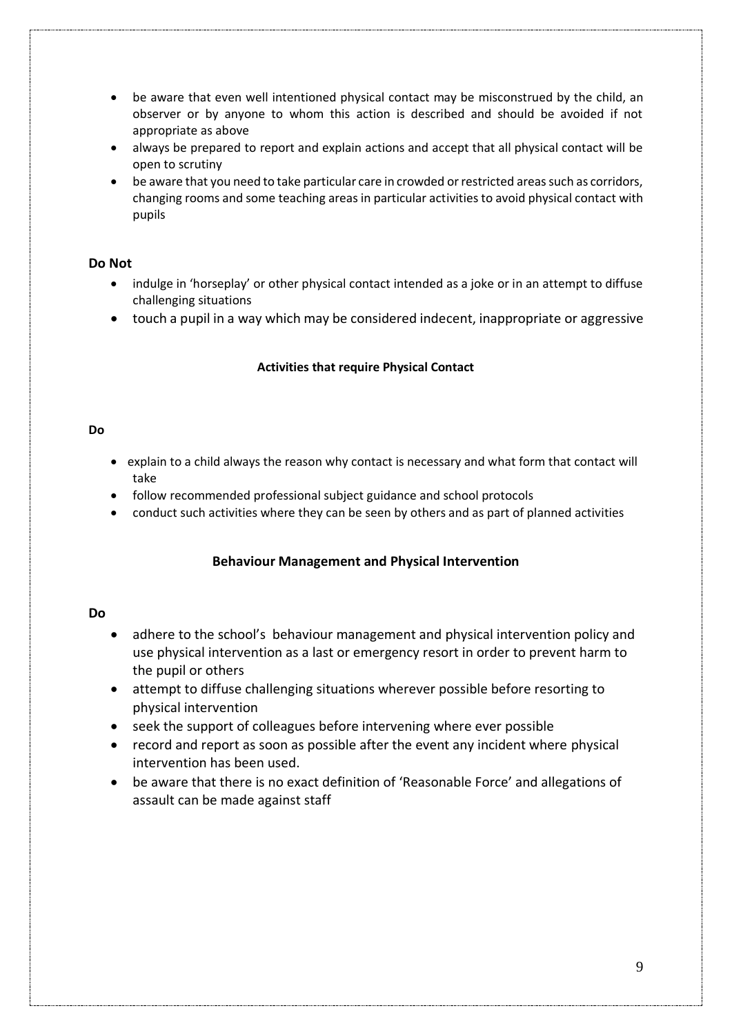- be aware that even well intentioned physical contact may be misconstrued by the child, an observer or by anyone to whom this action is described and should be avoided if not appropriate as above
- always be prepared to report and explain actions and accept that all physical contact will be open to scrutiny
- be aware that you need to take particular care in crowded or restricted areas such as corridors, changing rooms and some teaching areas in particular activities to avoid physical contact with pupils

**Do Not**

- indulge in 'horseplay' or other physical contact intended as a joke or in an attempt to diffuse challenging situations
- touch a pupil in a way which may be considered indecent, inappropriate or aggressive

**Activities that require Physical Contact**

**Do**

- explain to a child always the reason why contact is necessary and what form that contact will take
- follow recommended professional subject guidance and school protocols
- conduct such activities where they can be seen by others and as part of planned activities

**Behaviour Management and Physical Intervention**

**Do**

- adhere to the school's behaviour management and physical intervention policy and use physical intervention as a last or emergency resort in order to prevent harm to the pupil or others
- attempt to diffuse challenging situations wherever possible before resorting to physical intervention
- seek the support of colleagues before intervening where ever possible
- record and report as soon as possible after the event any incident where physical intervention has been used.
- be aware that there is no exact definition of 'Reasonable Force' and allegations of assault can be made against staff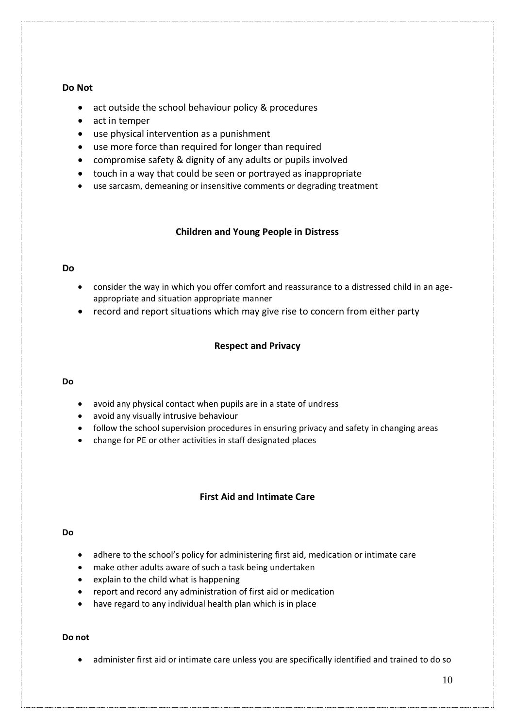**Do Not**

- act outside the school behaviour policy & procedures
- act in temper
- use physical intervention as a punishment
- use more force than required for longer than required
- compromise safety & dignity of any adults or pupils involved
- touch in a way that could be seen or portrayed as inappropriate
- use sarcasm, demeaning or insensitive comments or degrading treatment

### Children and Young People in Distress

**Do**

- consider the way in which you offer comfort and reassurance to a distressed child in an age-appropriate and situation appropriate manner
- record and report situations which may give rise to concern from either party

### Respect and Privacy

**Do**

- avoid any physical contact when pupils are in a state of undress
- avoid any visually intrusive behaviour
- follow the school supervision procedures in ensuring privacy and safety in changing areas
- change for PE or other activities in staff designated places

### First Aid and Intimate Care

**Do**

- adhere to the school's policy for administering first aid, medication or intimate care
- make other adults aware of such a task being undertaken
- explain to the child what is happening
- report and record any administration of first aid or medication
- have regard to any individual health plan which is in place

**Do not**

- administer first aid or intimate care unless you are specifically identified and trained to do so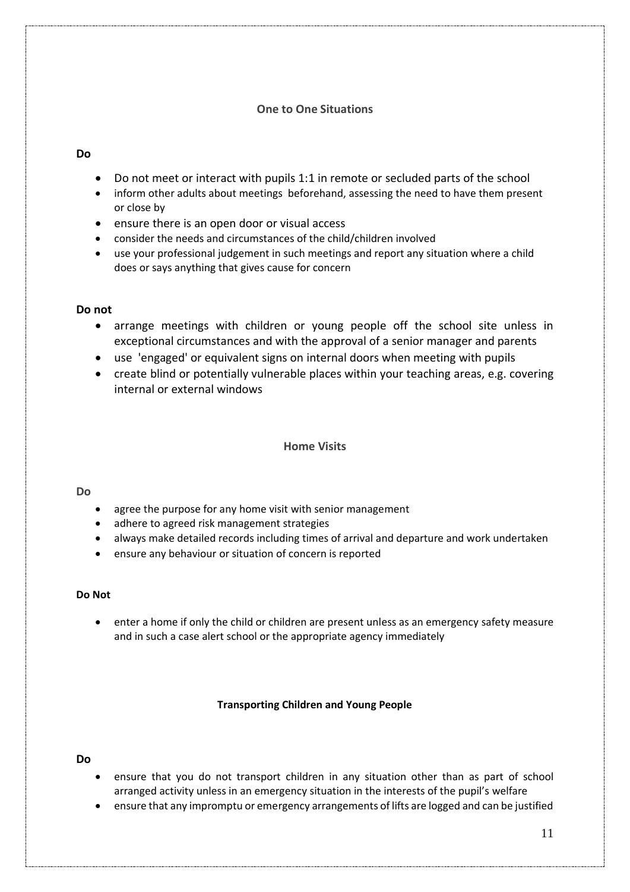## One to One Situations

**Do**

- Do not meet or interact with pupils 1:1 in remote or secluded parts of the school
- inform other adults about meetings beforehand, assessing the need to have them present or close by
- ensure there is an open door or visual access
- consider the needs and circumstances of the child/children involved
- use your professional judgement in such meetings and report any situation where a child does or says anything that gives cause for concern

**Do not**

- arrange meetings with children or young people off the school site unless in exceptional circumstances and with the approval of a senior manager and parents
- use 'engaged' or equivalent signs on internal doors when meeting with pupils
- create blind or potentially vulnerable places within your teaching areas, e.g. covering internal or external windows

## Home Visits

**Do**

- agree the purpose for any home visit with senior management
- adhere to agreed risk management strategies
- always make detailed records including times of arrival and departure and work undertaken
- ensure any behaviour or situation of concern is reported

**Do Not**

- enter a home if only the child or children are present unless as an emergency safety measure and in such a case alert school or the appropriate agency immediately

## Transporting Children and Young People

**Do**

- ensure that you do not transport children in any situation other than as part of school arranged activity unless in an emergency situation in the interests of the pupil's welfare
- ensure that any impromptu or emergency arrangements of lifts are logged and can be justified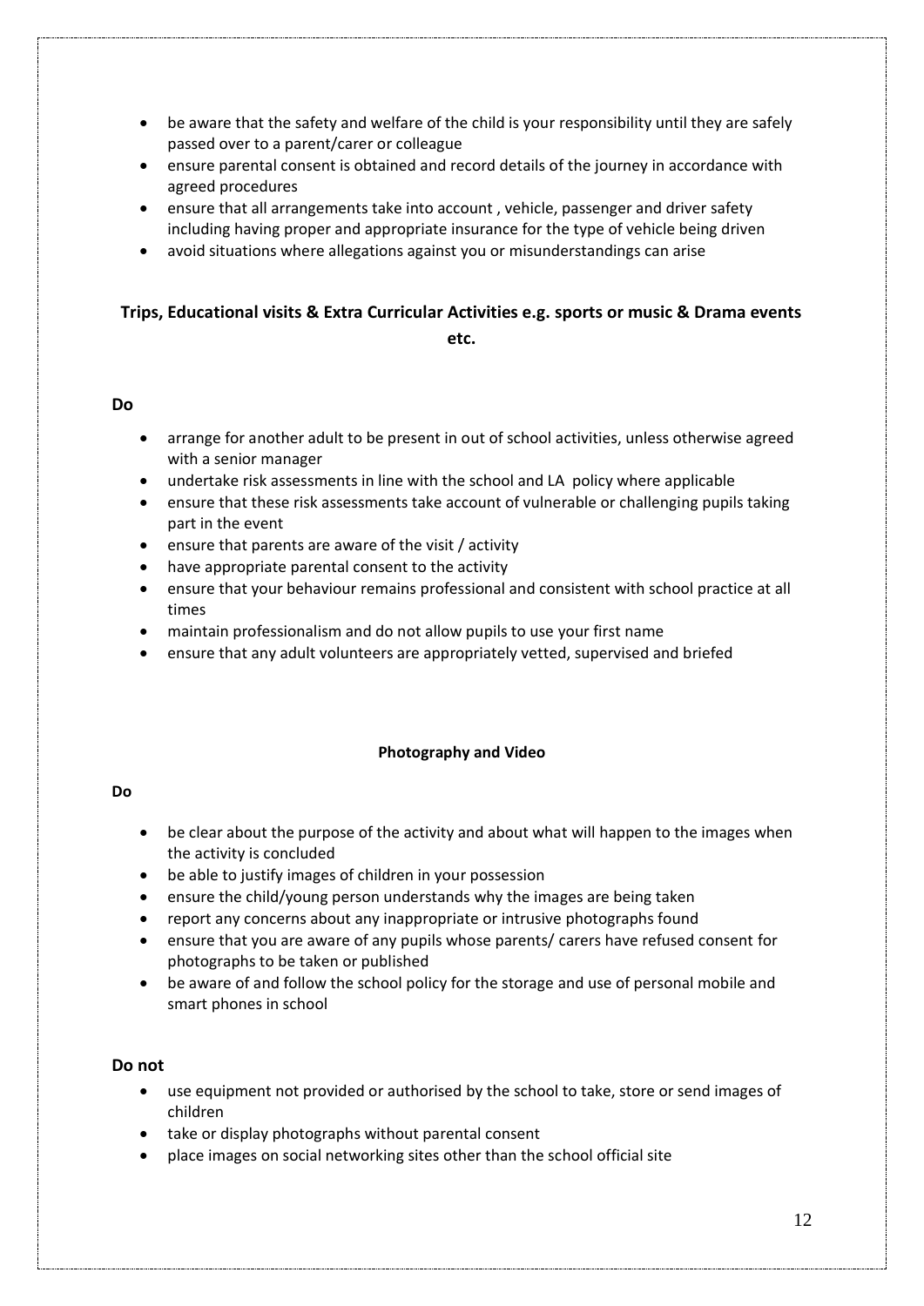- be aware that the safety and welfare of the child is your responsibility until they are safely passed over to a parent/carer or colleague
- ensure parental consent is obtained and record details of the journey in accordance with agreed procedures
- ensure that all arrangements take into account , vehicle, passenger and driver safety including having proper and appropriate insurance for the type of vehicle being driven
- avoid situations where allegations against you or misunderstandings can arise

## Trips, Educational visits & Extra Curricular Activities e.g. sports or music & Drama events etc.

**Do**

- arrange for another adult to be present in out of school activities, unless otherwise agreed with a senior manager
- undertake risk assessments in line with the school and LA policy where applicable
- ensure that these risk assessments take account of vulnerable or challenging pupils taking part in the event
- ensure that parents are aware of the visit / activity
- have appropriate parental consent to the activity
- ensure that your behaviour remains professional and consistent with school practice at all times
- maintain professionalism and do not allow pupils to use your first name
- ensure that any adult volunteers are appropriately vetted, supervised and briefed

### Photography and Video

**Do**

- be clear about the purpose of the activity and about what will happen to the images when the activity is concluded
- be able to justify images of children in your possession
- ensure the child/young person understands why the images are being taken
- report any concerns about any inappropriate or intrusive photographs found
- ensure that you are aware of any pupils whose parents/ carers have refused consent for photographs to be taken or published
- be aware of and follow the school policy for the storage and use of personal mobile and smart phones in school

**Do not**

- use equipment not provided or authorised by the school to take, store or send images of children
- take or display photographs without parental consent
- place images on social networking sites other than the school official site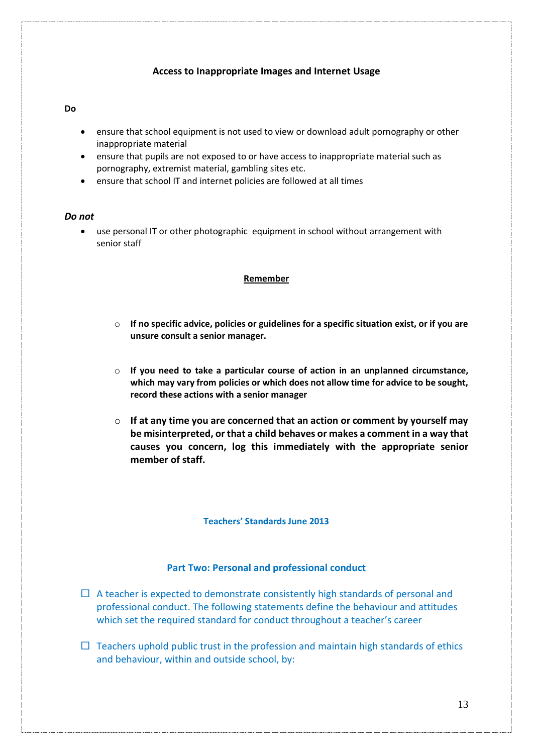## Access to Inappropriate Images and Internet Usage

**Do**

- ensure that school equipment is not used to view or download adult pornography or other inappropriate material
- ensure that pupils are not exposed to or have access to inappropriate material such as pornography, extremist material, gambling sites etc.
- ensure that school IT and internet policies are followed at all times

***Do not***

- use personal IT or other photographic equipment in school without arrangement with senior staff

**Remember**

- **If no specific advice, policies or guidelines for a specific situation exist, or if you are unsure consult a senior manager.**
- **If you need to take a particular course of action in an unplanned circumstance, which may vary from policies or which does not allow time for advice to be sought, record these actions with a senior manager**
- **If at any time you are concerned that an action or comment by yourself may be misinterpreted, or that a child behaves or makes a comment in a way that causes you concern, log this immediately with the appropriate senior member of staff.**

**Teachers' Standards June 2013**

### Part Two: Personal and professional conduct

- A teacher is expected to demonstrate consistently high standards of personal and professional conduct. The following statements define the behaviour and attitudes which set the required standard for conduct throughout a teacher's career
- Teachers uphold public trust in the profession and maintain high standards of ethics and behaviour, within and outside school, by: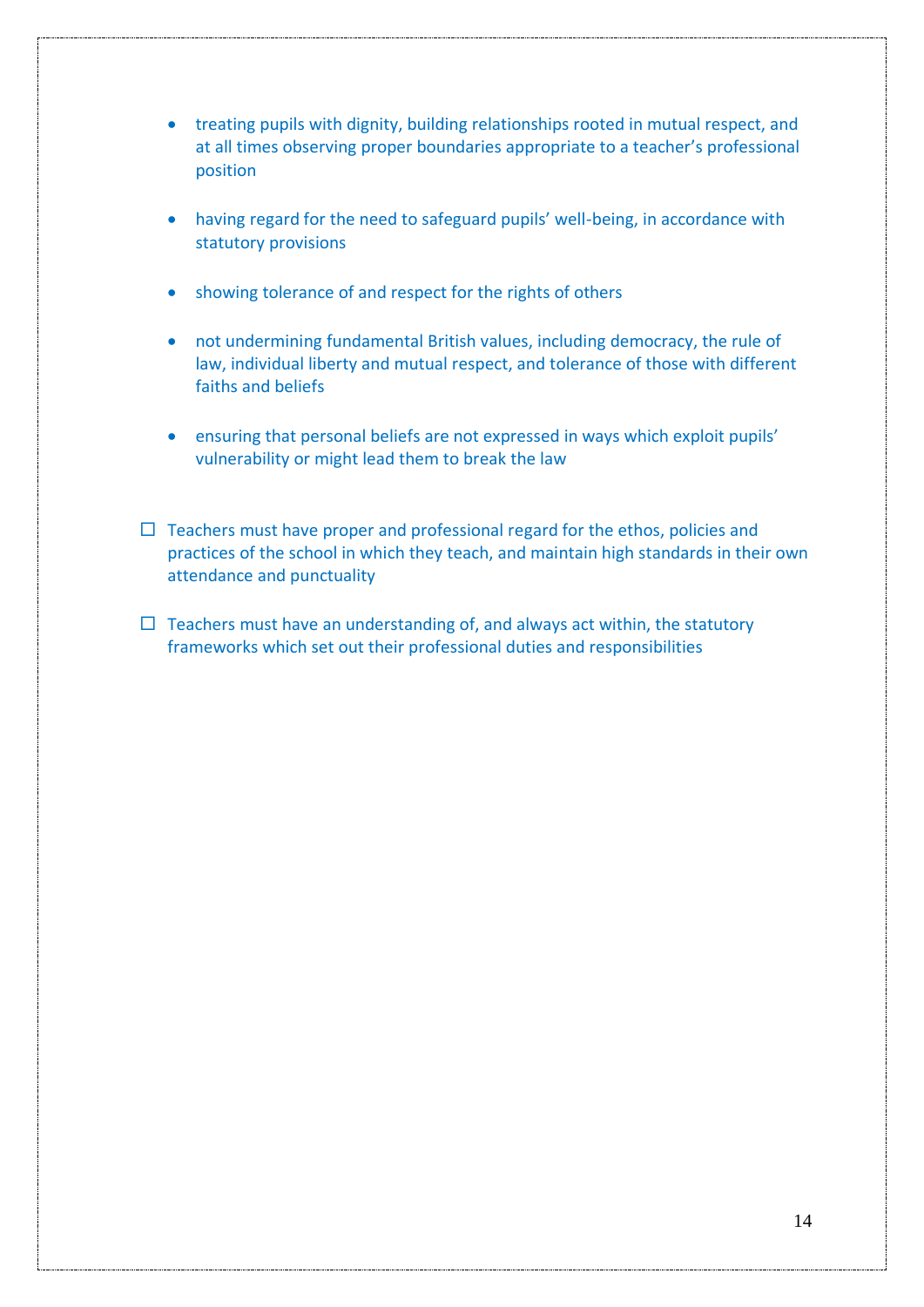- treating pupils with dignity, building relationships rooted in mutual respect, and at all times observing proper boundaries appropriate to a teacher's professional position

- having regard for the need to safeguard pupils' well-being, in accordance with statutory provisions

- showing tolerance of and respect for the rights of others

- not undermining fundamental British values, including democracy, the rule of law, individual liberty and mutual respect, and tolerance of those with different faiths and beliefs

- ensuring that personal beliefs are not expressed in ways which exploit pupils' vulnerability or might lead them to break the law

☐ Teachers must have proper and professional regard for the ethos, policies and practices of the school in which they teach, and maintain high standards in their own attendance and punctuality

☐ Teachers must have an understanding of, and always act within, the statutory frameworks which set out their professional duties and responsibilities